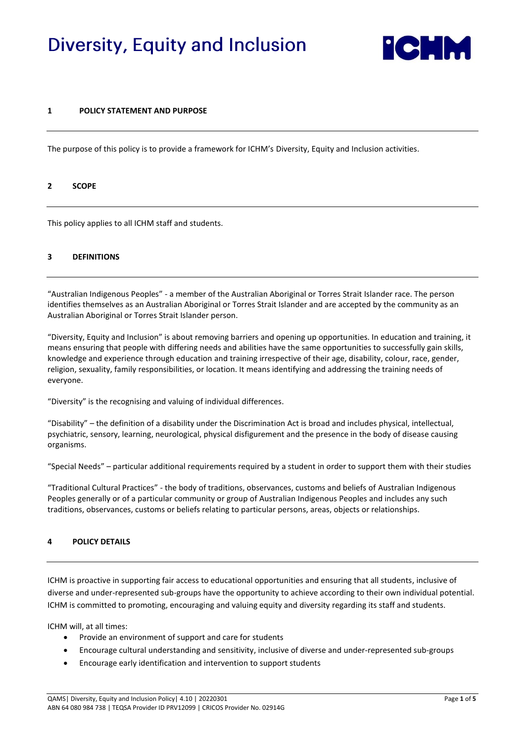# Diversity, Equity and Inclusion

## 1 POLICY STATEMENT AND PURPOSE

The purpose of this policy is to provide a framework for ICHM's Diversity, Equity and Inclusion activities.

## 2 SCOPE

This policy applies to all ICHM staff and students.

## 3 DEFINITIONS

"Australian Indigenous Peoples" - a member of the Australian Aboriginal or Torres Strait Islander race. The person identifies themselves as an Australian Aboriginal or Torres Strait Islander and are accepted by the community as an Australian Aboriginal or Torres Strait Islander person.

"Diversity, Equity and Inclusion" is about removing barriers and opening up opportunities. In education and training, it means ensuring that people with differing needs and abilities have the same opportunities to successfully gain skills, knowledge and experience through education and training irrespective of their age, disability, colour, race, gender, religion, sexuality, family responsibilities, or location. It means identifying and addressing the training needs of everyone.

"Diversity" is the recognising and valuing of individual differences.

"Disability" – the definition of a disability under the Discrimination Act is broad and includes physical, intellectual, psychiatric, sensory, learning, neurological, physical disfigurement and the presence in the body of disease causing organisms.

"Special Needs" – particular additional requirements required by a student in order to support them with their studies

"Traditional Cultural Practices" - the body of traditions, observances, customs and beliefs of Australian Indigenous Peoples generally or of a particular community or group of Australian Indigenous Peoples and includes any such traditions, observances, customs or beliefs relating to particular persons, areas, objects or relationships.

## 4 POLICY DETAILS

ICHM is proactive in supporting fair access to educational opportunities and ensuring that all students, inclusive of diverse and under-represented sub-groups have the opportunity to achieve according to their own individual potential. ICHM is committed to promoting, encouraging and valuing equity and diversity regarding its staff and students.

ICHM will, at all times:

- Provide an environment of support and care for students
- Encourage cultural understanding and sensitivity, inclusive of diverse and under-represented sub-groups
- Encourage early identification and intervention to support students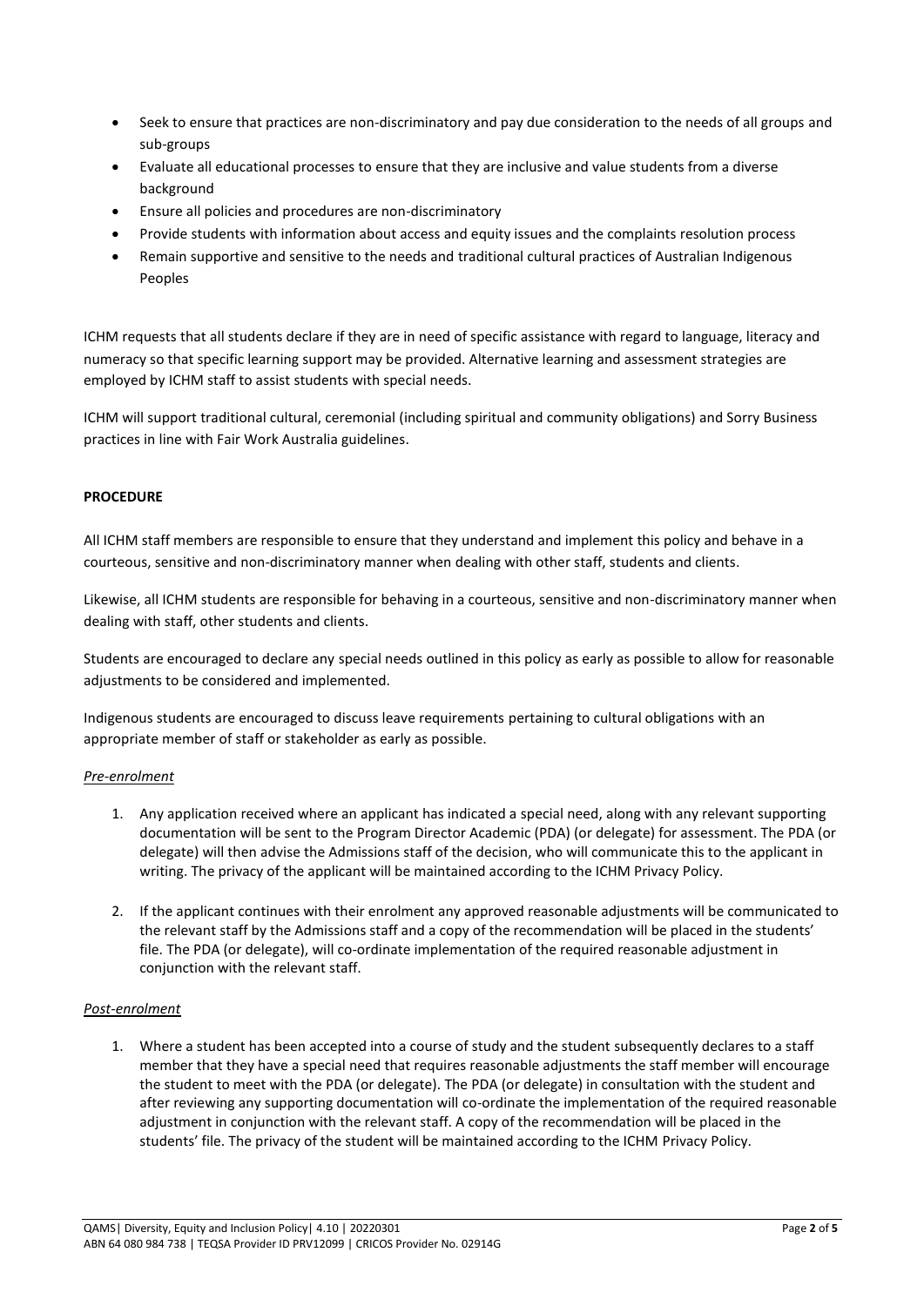- Seek to ensure that practices are non-discriminatory and pay due consideration to the needs of all groups and sub-groups
- Evaluate all educational processes to ensure that they are inclusive and value students from a diverse background
- Ensure all policies and procedures are non-discriminatory
- Provide students with information about access and equity issues and the complaints resolution process
- Remain supportive and sensitive to the needs and traditional cultural practices of Australian Indigenous Peoples

ICHM requests that all students declare if they are in need of specific assistance with regard to language, literacy and numeracy so that specific learning support may be provided. Alternative learning and assessment strategies are employed by ICHM staff to assist students with special needs.

ICHM will support traditional cultural, ceremonial (including spiritual and community obligations) and Sorry Business practices in line with Fair Work Australia guidelines.

**PROCEDURE**

All ICHM staff members are responsible to ensure that they understand and implement this policy and behave in a courteous, sensitive and non-discriminatory manner when dealing with other staff, students and clients.

Likewise, all ICHM students are responsible for behaving in a courteous, sensitive and non-discriminatory manner when dealing with staff, other students and clients.

Students are encouraged to declare any special needs outlined in this policy as early as possible to allow for reasonable adjustments to be considered and implemented.

Indigenous students are encouraged to discuss leave requirements pertaining to cultural obligations with an appropriate member of staff or stakeholder as early as possible.

*Pre-enrolment*

1. Any application received where an applicant has indicated a special need, along with any relevant supporting documentation will be sent to the Program Director Academic (PDA) (or delegate) for assessment. The PDA (or delegate) will then advise the Admissions staff of the decision, who will communicate this to the applicant in writing. The privacy of the applicant will be maintained according to the ICHM Privacy Policy.

2. If the applicant continues with their enrolment any approved reasonable adjustments will be communicated to the relevant staff by the Admissions staff and a copy of the recommendation will be placed in the students' file. The PDA (or delegate), will co-ordinate implementation of the required reasonable adjustment in conjunction with the relevant staff.

*Post-enrolment*

1. Where a student has been accepted into a course of study and the student subsequently declares to a staff member that they have a special need that requires reasonable adjustments the staff member will encourage the student to meet with the PDA (or delegate). The PDA (or delegate) in consultation with the student and after reviewing any supporting documentation will co-ordinate the implementation of the required reasonable adjustment in conjunction with the relevant staff. A copy of the recommendation will be placed in the students' file. The privacy of the student will be maintained according to the ICHM Privacy Policy.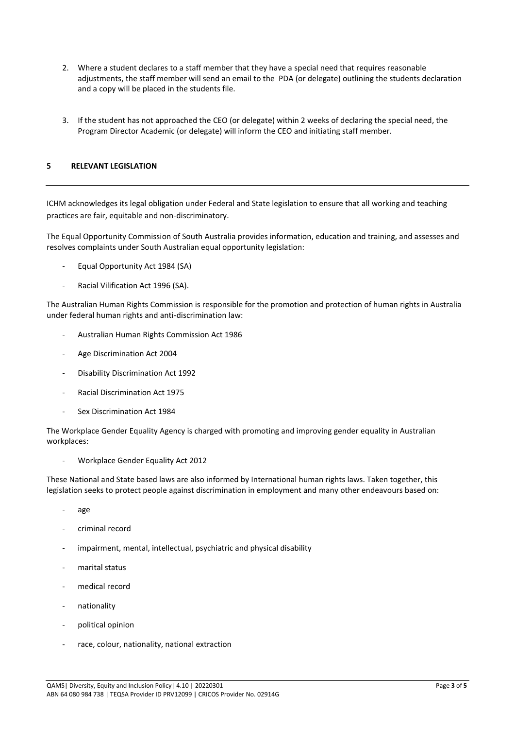2. Where a student declares to a staff member that they have a special need that requires reasonable adjustments, the staff member will send an email to the PDA (or delegate) outlining the students declaration and a copy will be placed in the students file.

3. If the student has not approached the CEO (or delegate) within 2 weeks of declaring the special need, the Program Director Academic (or delegate) will inform the CEO and initiating staff member.

## 5 RELEVANT LEGISLATION

ICHM acknowledges its legal obligation under Federal and State legislation to ensure that all working and teaching practices are fair, equitable and non-discriminatory.

The Equal Opportunity Commission of South Australia provides information, education and training, and assesses and resolves complaints under South Australian equal opportunity legislation:

- Equal Opportunity Act 1984 (SA)
- Racial Vilification Act 1996 (SA).

The Australian Human Rights Commission is responsible for the promotion and protection of human rights in Australia under federal human rights and anti-discrimination law:

- Australian Human Rights Commission Act 1986
- Age Discrimination Act 2004
- Disability Discrimination Act 1992
- Racial Discrimination Act 1975
- Sex Discrimination Act 1984

The Workplace Gender Equality Agency is charged with promoting and improving gender equality in Australian workplaces:

- Workplace Gender Equality Act 2012

These National and State based laws are also informed by International human rights laws. Taken together, this legislation seeks to protect people against discrimination in employment and many other endeavours based on:

- age
- criminal record
- impairment, mental, intellectual, psychiatric and physical disability
- marital status
- medical record
- nationality
- political opinion
- race, colour, nationality, national extraction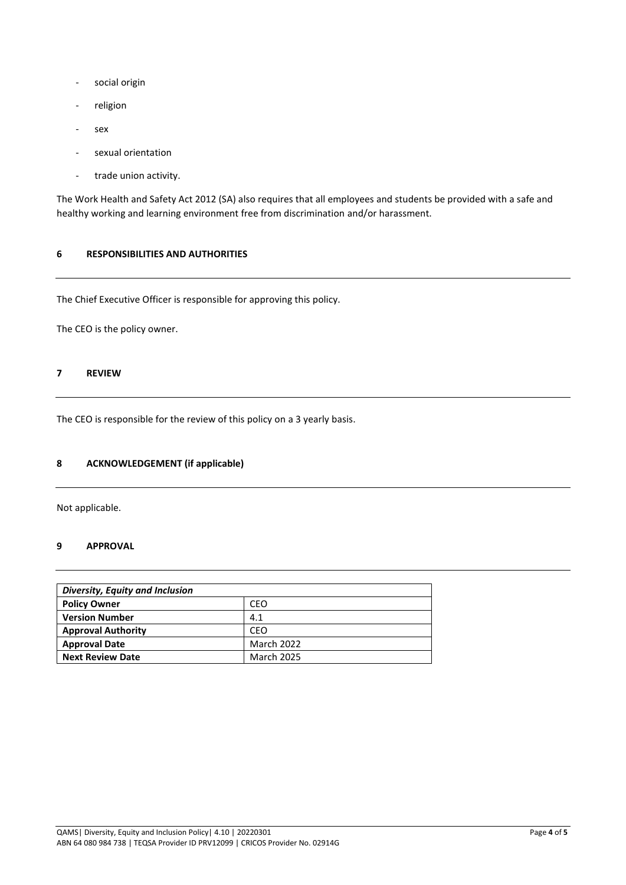- social origin
- religion
- sex
- sexual orientation
- trade union activity.

The Work Health and Safety Act 2012 (SA) also requires that all employees and students be provided with a safe and healthy working and learning environment free from discrimination and/or harassment.

## 6 RESPONSIBILITIES AND AUTHORITIES

The Chief Executive Officer is responsible for approving this policy.

The CEO is the policy owner.

## 7 REVIEW

The CEO is responsible for the review of this policy on a 3 yearly basis.

## 8 ACKNOWLEDGEMENT (if applicable)

Not applicable.

## 9 APPROVAL

| ***Diversity, Equity and Inclusion*** | |
|---|---|
| **Policy Owner** | CEO |
| **Version Number** | 4.1 |
| **Approval Authority** | CEO |
| **Approval Date** | March 2022 |
| **Next Review Date** | March 2025 |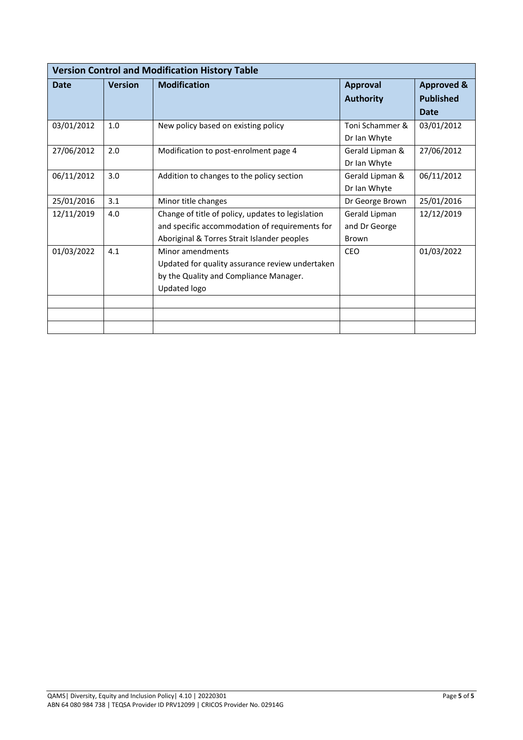| Version Control and Modification History Table | | | | |
|---|---|---|---|---|
| **Date** | **Version** | **Modification** | **Approval Authority** | **Approved & Published Date** |
| 03/01/2012 | 1.0 | New policy based on existing policy | Toni Schammer & Dr Ian Whyte | 03/01/2012 |
| 27/06/2012 | 2.0 | Modification to post-enrolment page 4 | Gerald Lipman & Dr Ian Whyte | 27/06/2012 |
| 06/11/2012 | 3.0 | Addition to changes to the policy section | Gerald Lipman & Dr Ian Whyte | 06/11/2012 |
| 25/01/2016 | 3.1 | Minor title changes | Dr George Brown | 25/01/2016 |
| 12/11/2019 | 4.0 | Change of title of policy, updates to legislation and specific accommodation of requirements for Aboriginal & Torres Strait Islander peoples | Gerald Lipman and Dr George Brown | 12/12/2019 |
| 01/03/2022 | 4.1 | Minor amendments<br>Updated for quality assurance review undertaken by the Quality and Compliance Manager.<br>Updated logo | CEO | 01/03/2022 |
| | | | | |
| | | | | |
| | | | | |